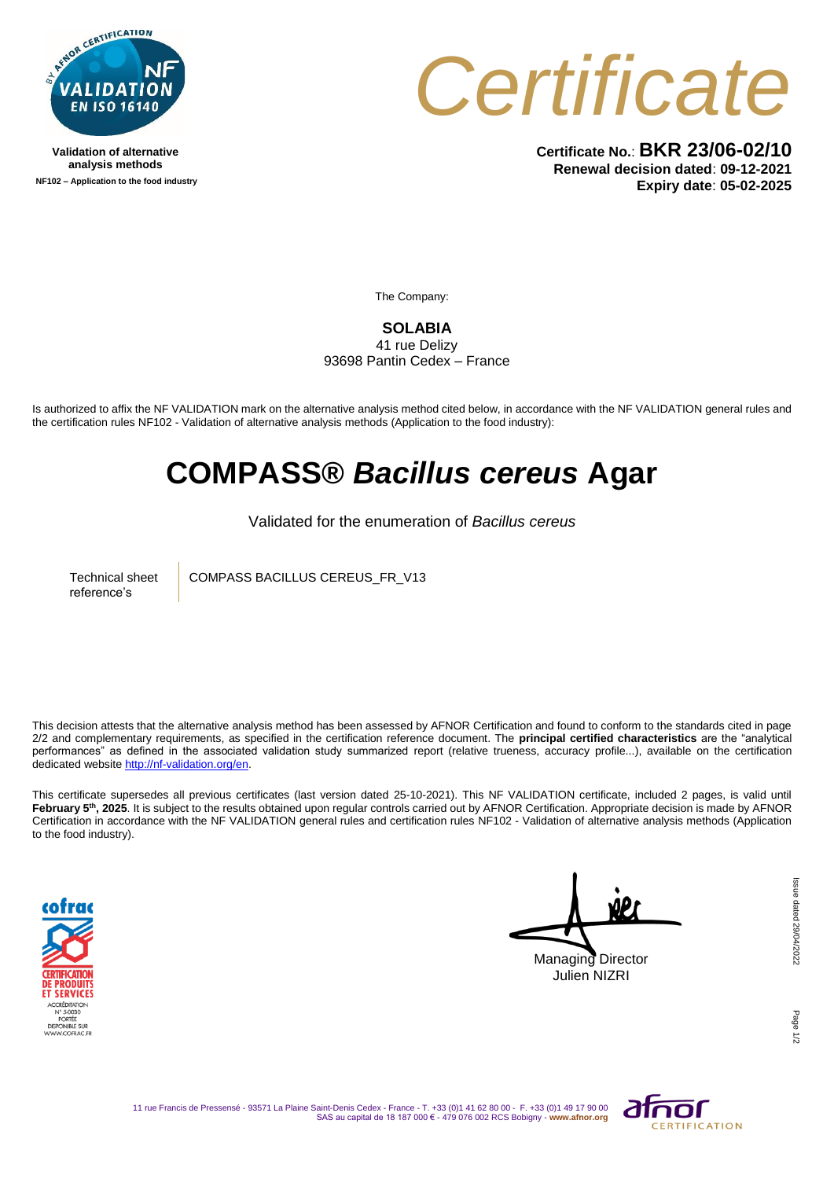Validation of alternative analysis methods

**NF102 – Application to the food industry**

# Certificate

**Certificate No.**: **BKR 23/06-02/10**
**Renewal decision dated**: **09-12-2021**
**Expiry date**: **05-02-2025**

The Company:

**SOLABIA**
41 rue Delizy
93698 Pantin Cedex – France

Is authorized to affix the NF VALIDATION mark on the alternative analysis method cited below, in accordance with the NF VALIDATION general rules and the certification rules NF102 - Validation of alternative analysis methods (Application to the food industry):

# COMPASS® *Bacillus cereus* Agar

Validated for the enumeration of *Bacillus cereus*

| Technical sheet reference's | COMPASS BACILLUS CEREUS_FR_V13 |
|---|---|

This decision attests that the alternative analysis method has been assessed by AFNOR Certification and found to conform to the standards cited in page 2/2 and complementary requirements, as specified in the certification reference document. The **principal certified characteristics** are the "analytical performances" as defined in the associated validation study summarized report (relative trueness, accuracy profile...), available on the certification dedicated website http://nf-validation.org/en.

This certificate supersedes all previous certificates (last version dated 25-10-2021). This NF VALIDATION certificate, included 2 pages, is valid until **February 5th, 2025**. It is subject to the results obtained upon regular controls carried out by AFNOR Certification. Appropriate decision is made by AFNOR Certification in accordance with the NF VALIDATION general rules and certification rules NF102 - Validation of alternative analysis methods (Application to the food industry).

Managing Director
Julien NIZRI

Issue dated 29/04/2022

11 rue Francis de Pressensé - 93571 La Plaine Saint-Denis Cedex - France - T. +33 (0)1 41 62 80 00 - F. +33 (0)1 49 17 90 00
SAS au capital de 18 187 000 € - 479 076 002 RCS Bobigny - **www.afnor.org**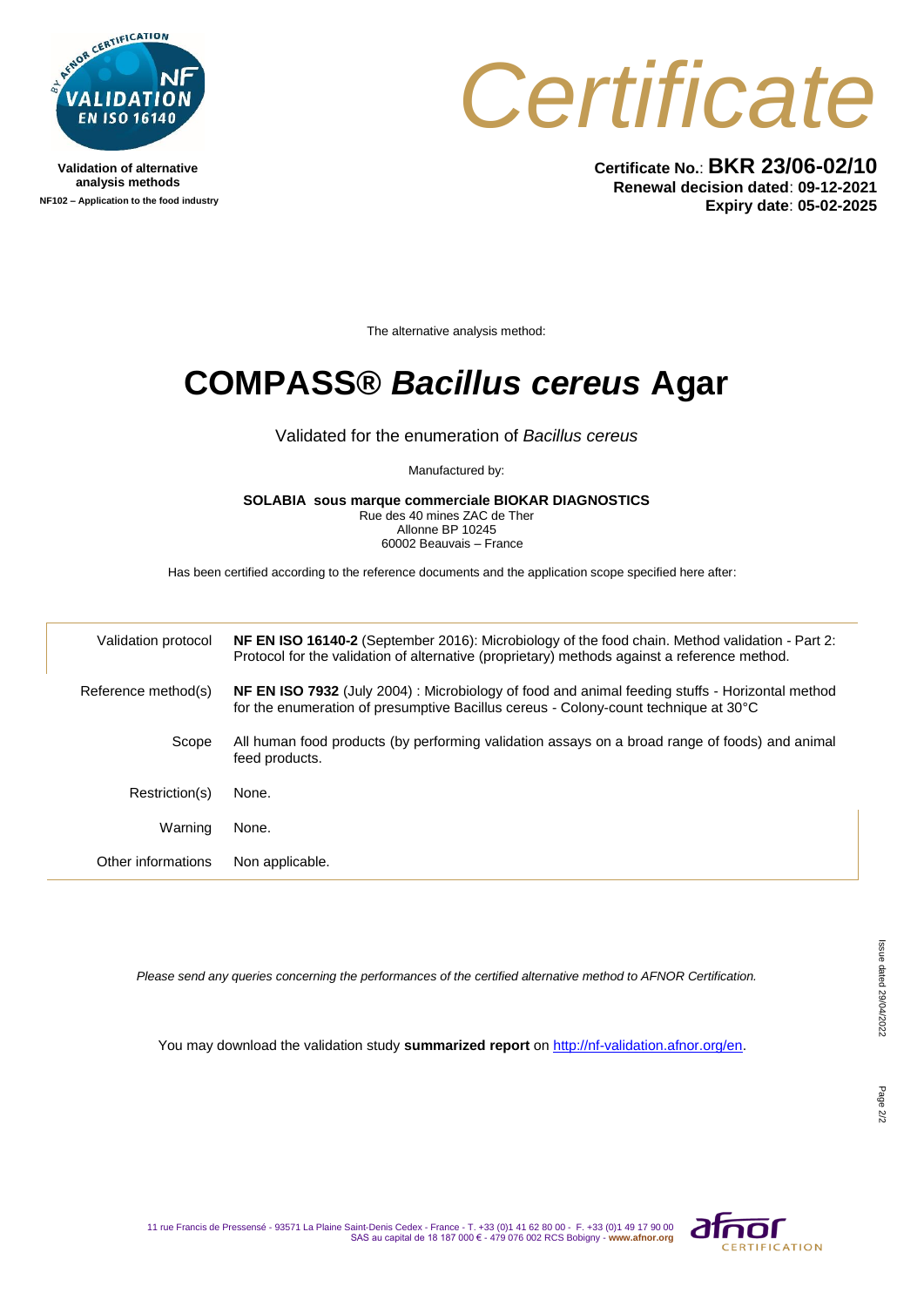Validation of alternative analysis methods

NF102 – Application to the food industry

# Certificate

**Certificate No.**: **BKR 23/06-02/10**
**Renewal decision dated**: **09-12-2021**
**Expiry date**: **05-02-2025**

The alternative analysis method:

# COMPASS® *Bacillus cereus* Agar

Validated for the enumeration of *Bacillus cereus*

Manufactured by:

**SOLABIA sous marque commerciale BIOKAR DIAGNOSTICS**
Rue des 40 mines ZAC de Ther
Allonne BP 10245
60002 Beauvais – France

Has been certified according to the reference documents and the application scope specified here after:

| | |
|---|---|
| Validation protocol | **NF EN ISO 16140-2** (September 2016): Microbiology of the food chain. Method validation - Part 2: Protocol for the validation of alternative (proprietary) methods against a reference method. |
| Reference method(s) | **NF EN ISO 7932** (July 2004) : Microbiology of food and animal feeding stuffs - Horizontal method for the enumeration of presumptive Bacillus cereus - Colony-count technique at 30°C |
| Scope | All human food products (by performing validation assays on a broad range of foods) and animal feed products. |
| Restriction(s) | None. |
| Warning | None. |
| Other informations | Non applicable. |

*Please send any queries concerning the performances of the certified alternative method to AFNOR Certification.*

You may download the validation study **summarized report** on http://nf-validation.afnor.org/en.

Issue dated 29/04/2022

11 rue Francis de Pressensé - 93571 La Plaine Saint-Denis Cedex - France - T. +33 (0)1 41 62 80 00 - F. +33 (0)1 49 17 90 00
SAS au capital de 18 187 000 € - 479 076 002 RCS Bobigny - **www.afnor.org**